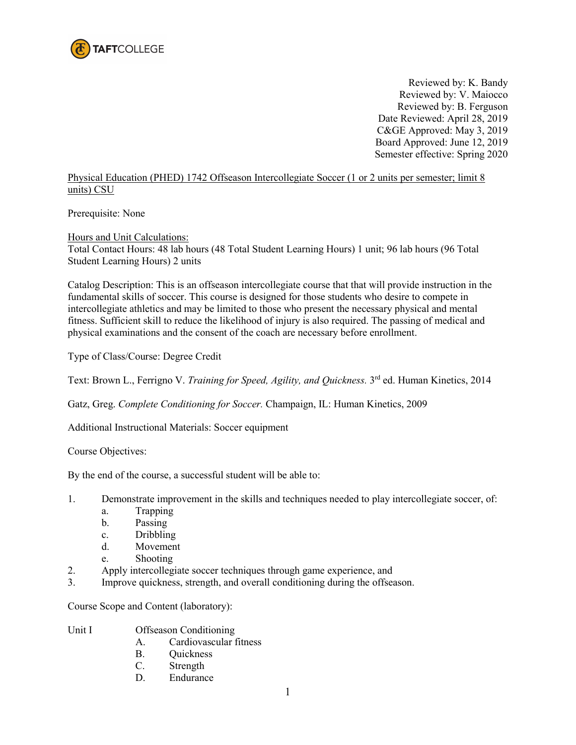TAFTCOLLEGE

Reviewed by: K. Bandy
Reviewed by: V. Maiocco
Reviewed by: B. Ferguson
Date Reviewed: April 28, 2019
C&GE Approved: May 3, 2019
Board Approved: June 12, 2019
Semester effective: Spring 2020

Physical Education (PHED) 1742 Offseason Intercollegiate Soccer (1 or 2 units per semester; limit 8 units) CSU

Prerequisite: None

Hours and Unit Calculations:
Total Contact Hours: 48 lab hours (48 Total Student Learning Hours) 1 unit; 96 lab hours (96 Total Student Learning Hours) 2 units

Catalog Description: This is an offseason intercollegiate course that that will provide instruction in the fundamental skills of soccer. This course is designed for those students who desire to compete in intercollegiate athletics and may be limited to those who present the necessary physical and mental fitness. Sufficient skill to reduce the likelihood of injury is also required. The passing of medical and physical examinations and the consent of the coach are necessary before enrollment.

Type of Class/Course: Degree Credit

Text: Brown L., Ferrigno V. *Training for Speed, Agility, and Quickness.* 3rd ed. Human Kinetics, 2014

Gatz, Greg. *Complete Conditioning for Soccer.* Champaign, IL: Human Kinetics, 2009

Additional Instructional Materials: Soccer equipment

Course Objectives:

By the end of the course, a successful student will be able to:

1. Demonstrate improvement in the skills and techniques needed to play intercollegiate soccer, of:
   a. Trapping
   b. Passing
   c. Dribbling
   d. Movement
   e. Shooting
2. Apply intercollegiate soccer techniques through game experience, and
3. Improve quickness, strength, and overall conditioning during the offseason.

Course Scope and Content (laboratory):

Unit I Offseason Conditioning
   A. Cardiovascular fitness
   B. Quickness
   C. Strength
   D. Endurance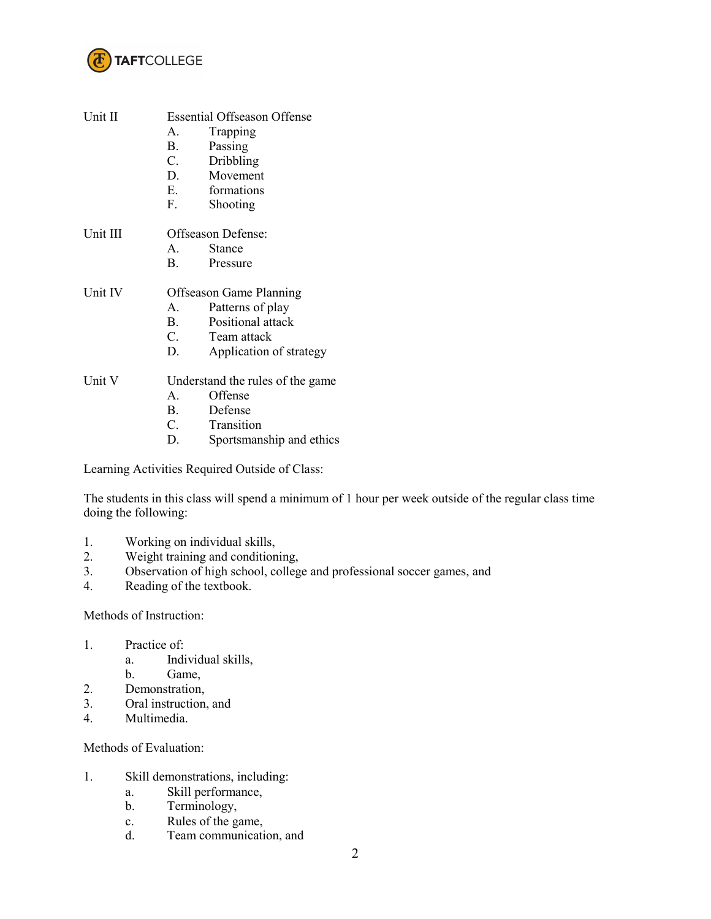Unit II Essential Offseason Offense

A. Trapping
B. Passing
C. Dribbling
D. Movement
E. formations
F. Shooting

Unit III Offseason Defense:

A. Stance
B. Pressure

Unit IV Offseason Game Planning

A. Patterns of play
B. Positional attack
C. Team attack
D. Application of strategy

Unit V Understand the rules of the game

A. Offense
B. Defense
C. Transition
D. Sportsmanship and ethics

Learning Activities Required Outside of Class:

The students in this class will spend a minimum of 1 hour per week outside of the regular class time doing the following:

1. Working on individual skills,
2. Weight training and conditioning,
3. Observation of high school, college and professional soccer games, and
4. Reading of the textbook.

Methods of Instruction:

1. Practice of:
   a. Individual skills,
   b. Game,
2. Demonstration,
3. Oral instruction, and
4. Multimedia.

Methods of Evaluation:

1. Skill demonstrations, including:
   a. Skill performance,
   b. Terminology,
   c. Rules of the game,
   d. Team communication, and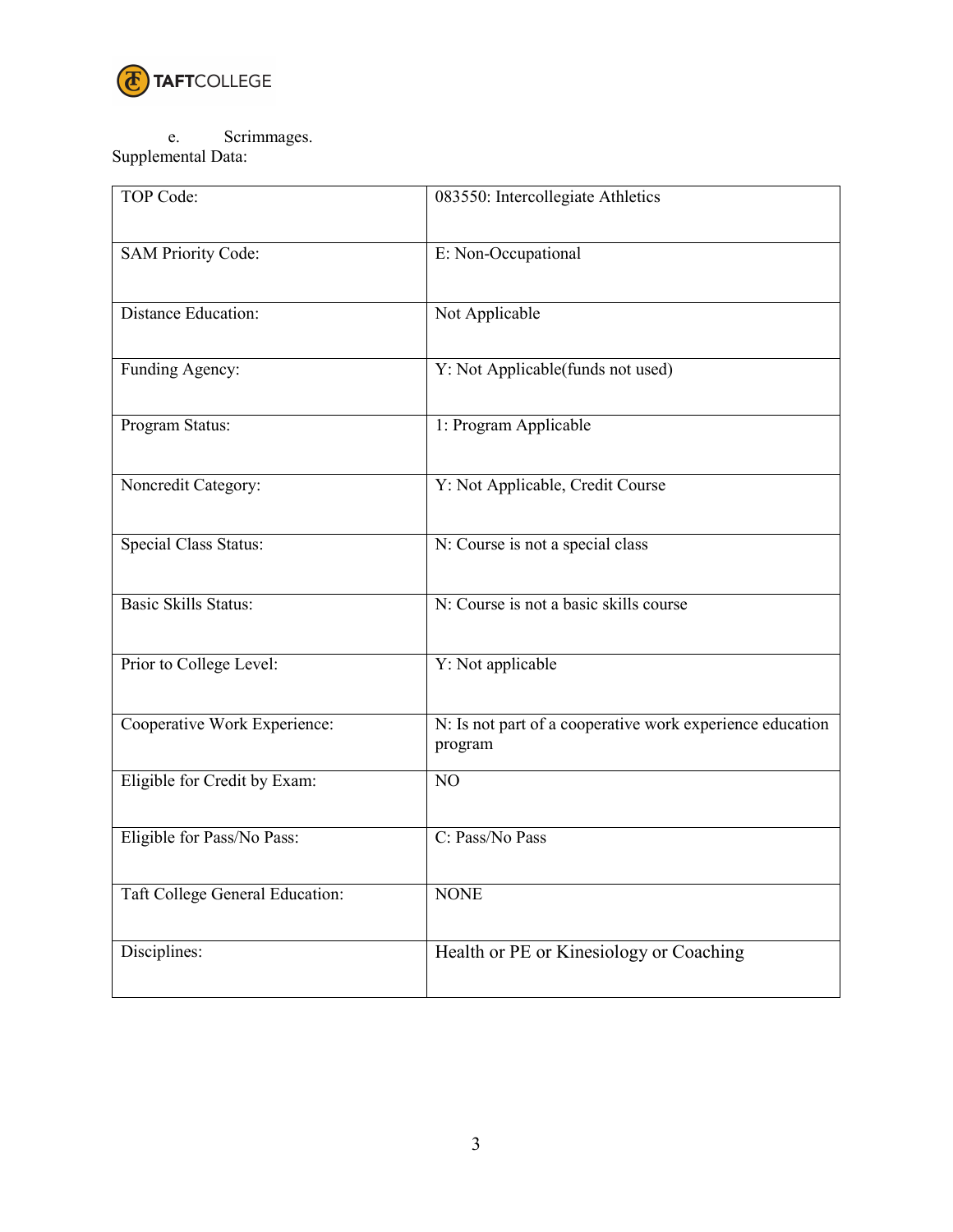e. Scrimmages.

Supplemental Data:

| | |
|---|---|
| TOP Code: | 083550: Intercollegiate Athletics |
| SAM Priority Code: | E: Non-Occupational |
| Distance Education: | Not Applicable |
| Funding Agency: | Y: Not Applicable(funds not used) |
| Program Status: | 1: Program Applicable |
| Noncredit Category: | Y: Not Applicable, Credit Course |
| Special Class Status: | N: Course is not a special class |
| Basic Skills Status: | N: Course is not a basic skills course |
| Prior to College Level: | Y: Not applicable |
| Cooperative Work Experience: | N: Is not part of a cooperative work experience education program |
| Eligible for Credit by Exam: | NO |
| Eligible for Pass/No Pass: | C: Pass/No Pass |
| Taft College General Education: | NONE |
| Disciplines: | Health or PE or Kinesiology or Coaching |